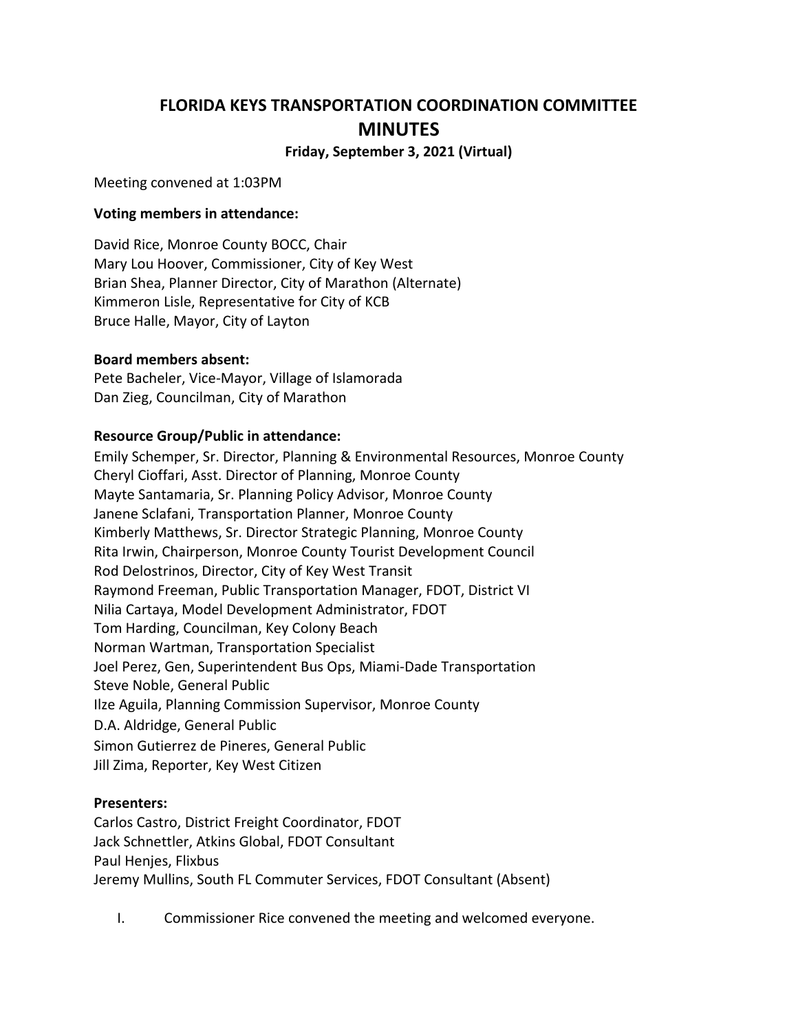# FLORIDA KEYS TRANSPORTATION COORDINATION COMMITTEE

## MINUTES

**Friday, September 3, 2021 (Virtual)**

Meeting convened at 1:03PM

**Voting members in attendance:**

David Rice, Monroe County BOCC, Chair
Mary Lou Hoover, Commissioner, City of Key West
Brian Shea, Planner Director, City of Marathon (Alternate)
Kimmeron Lisle, Representative for City of KCB
Bruce Halle, Mayor, City of Layton

**Board members absent:**

Pete Bacheler, Vice-Mayor, Village of Islamorada
Dan Zieg, Councilman, City of Marathon

**Resource Group/Public in attendance:**

Emily Schemper, Sr. Director, Planning & Environmental Resources, Monroe County
Cheryl Cioffari, Asst. Director of Planning, Monroe County
Mayte Santamaria, Sr. Planning Policy Advisor, Monroe County
Janene Sclafani, Transportation Planner, Monroe County
Kimberly Matthews, Sr. Director Strategic Planning, Monroe County
Rita Irwin, Chairperson, Monroe County Tourist Development Council
Rod Delostrinos, Director, City of Key West Transit
Raymond Freeman, Public Transportation Manager, FDOT, District VI
Nilia Cartaya, Model Development Administrator, FDOT
Tom Harding, Councilman, Key Colony Beach
Norman Wartman, Transportation Specialist
Joel Perez, Gen, Superintendent Bus Ops, Miami-Dade Transportation
Steve Noble, General Public
Ilze Aguila, Planning Commission Supervisor, Monroe County
D.A. Aldridge, General Public
Simon Gutierrez de Pineres, General Public
Jill Zima, Reporter, Key West Citizen

**Presenters:**

Carlos Castro, District Freight Coordinator, FDOT
Jack Schnettler, Atkins Global, FDOT Consultant
Paul Henjes, Flixbus
Jeremy Mullins, South FL Commuter Services, FDOT Consultant (Absent)

I. Commissioner Rice convened the meeting and welcomed everyone.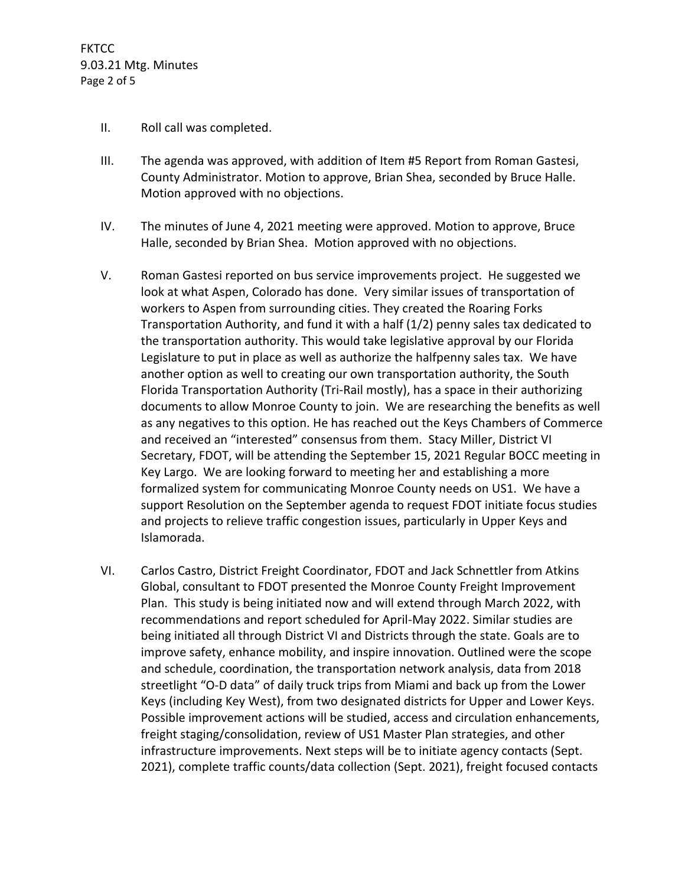II. Roll call was completed.

III. The agenda was approved, with addition of Item #5 Report from Roman Gastesi, County Administrator. Motion to approve, Brian Shea, seconded by Bruce Halle. Motion approved with no objections.

IV. The minutes of June 4, 2021 meeting were approved. Motion to approve, Bruce Halle, seconded by Brian Shea. Motion approved with no objections.

V. Roman Gastesi reported on bus service improvements project. He suggested we look at what Aspen, Colorado has done. Very similar issues of transportation of workers to Aspen from surrounding cities. They created the Roaring Forks Transportation Authority, and fund it with a half (1/2) penny sales tax dedicated to the transportation authority. This would take legislative approval by our Florida Legislature to put in place as well as authorize the halfpenny sales tax. We have another option as well to creating our own transportation authority, the South Florida Transportation Authority (Tri-Rail mostly), has a space in their authorizing documents to allow Monroe County to join. We are researching the benefits as well as any negatives to this option. He has reached out the Keys Chambers of Commerce and received an "interested" consensus from them. Stacy Miller, District VI Secretary, FDOT, will be attending the September 15, 2021 Regular BOCC meeting in Key Largo. We are looking forward to meeting her and establishing a more formalized system for communicating Monroe County needs on US1. We have a support Resolution on the September agenda to request FDOT initiate focus studies and projects to relieve traffic congestion issues, particularly in Upper Keys and Islamorada.

VI. Carlos Castro, District Freight Coordinator, FDOT and Jack Schnettler from Atkins Global, consultant to FDOT presented the Monroe County Freight Improvement Plan. This study is being initiated now and will extend through March 2022, with recommendations and report scheduled for April-May 2022. Similar studies are being initiated all through District VI and Districts through the state. Goals are to improve safety, enhance mobility, and inspire innovation. Outlined were the scope and schedule, coordination, the transportation network analysis, data from 2018 streetlight "O-D data" of daily truck trips from Miami and back up from the Lower Keys (including Key West), from two designated districts for Upper and Lower Keys. Possible improvement actions will be studied, access and circulation enhancements, freight staging/consolidation, review of US1 Master Plan strategies, and other infrastructure improvements. Next steps will be to initiate agency contacts (Sept. 2021), complete traffic counts/data collection (Sept. 2021), freight focused contacts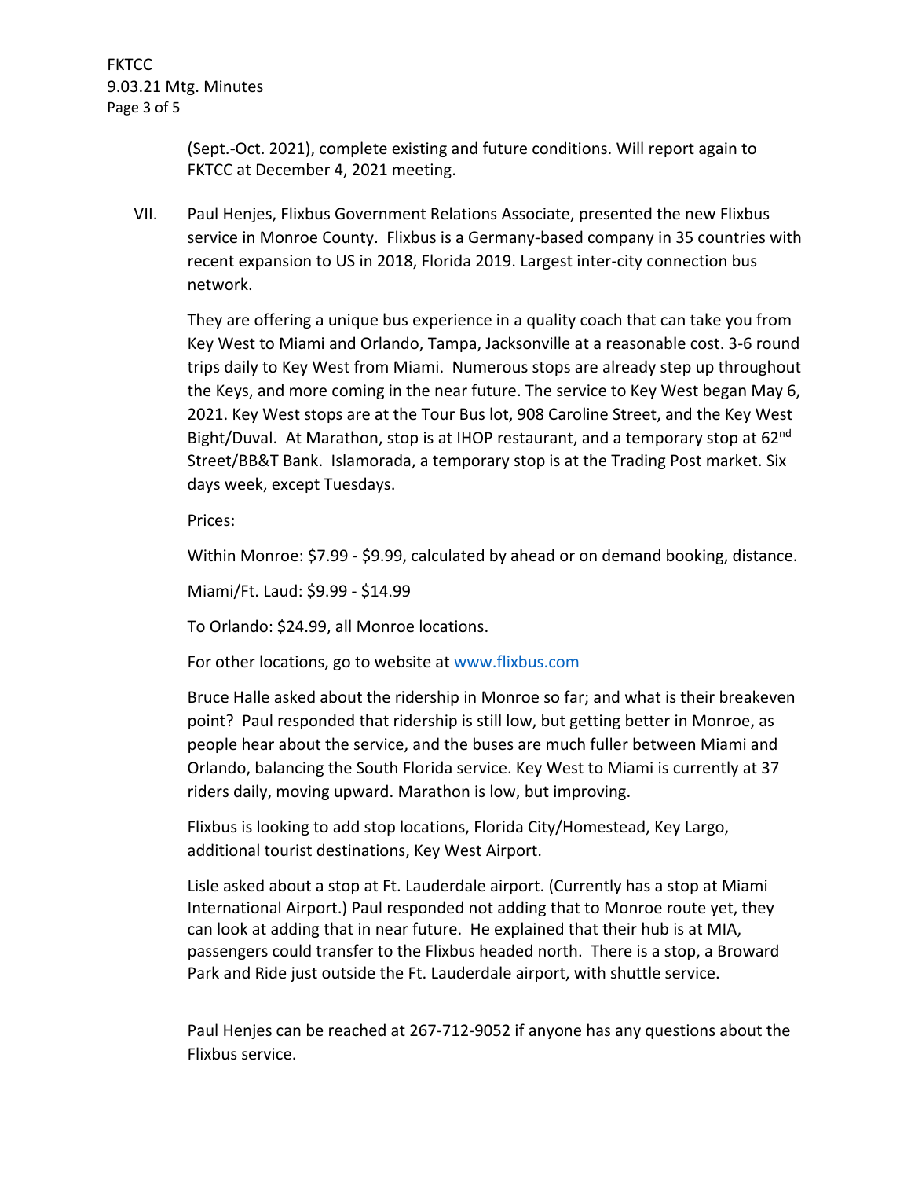(Sept.-Oct. 2021), complete existing and future conditions. Will report again to FKTCC at December 4, 2021 meeting.

VII. Paul Henjes, Flixbus Government Relations Associate, presented the new Flixbus service in Monroe County. Flixbus is a Germany-based company in 35 countries with recent expansion to US in 2018, Florida 2019. Largest inter-city connection bus network.

They are offering a unique bus experience in a quality coach that can take you from Key West to Miami and Orlando, Tampa, Jacksonville at a reasonable cost. 3-6 round trips daily to Key West from Miami. Numerous stops are already step up throughout the Keys, and more coming in the near future. The service to Key West began May 6, 2021. Key West stops are at the Tour Bus lot, 908 Caroline Street, and the Key West Bight/Duval. At Marathon, stop is at IHOP restaurant, and a temporary stop at 62nd Street/BB&T Bank. Islamorada, a temporary stop is at the Trading Post market. Six days week, except Tuesdays.

Prices:

Within Monroe: $7.99 - $9.99, calculated by ahead or on demand booking, distance.

Miami/Ft. Laud: $9.99 - $14.99

To Orlando: $24.99, all Monroe locations.

For other locations, go to website at www.flixbus.com

Bruce Halle asked about the ridership in Monroe so far; and what is their breakeven point? Paul responded that ridership is still low, but getting better in Monroe, as people hear about the service, and the buses are much fuller between Miami and Orlando, balancing the South Florida service. Key West to Miami is currently at 37 riders daily, moving upward. Marathon is low, but improving.

Flixbus is looking to add stop locations, Florida City/Homestead, Key Largo, additional tourist destinations, Key West Airport.

Lisle asked about a stop at Ft. Lauderdale airport. (Currently has a stop at Miami International Airport.) Paul responded not adding that to Monroe route yet, they can look at adding that in near future. He explained that their hub is at MIA, passengers could transfer to the Flixbus headed north. There is a stop, a Broward Park and Ride just outside the Ft. Lauderdale airport, with shuttle service.

Paul Henjes can be reached at 267-712-9052 if anyone has any questions about the Flixbus service.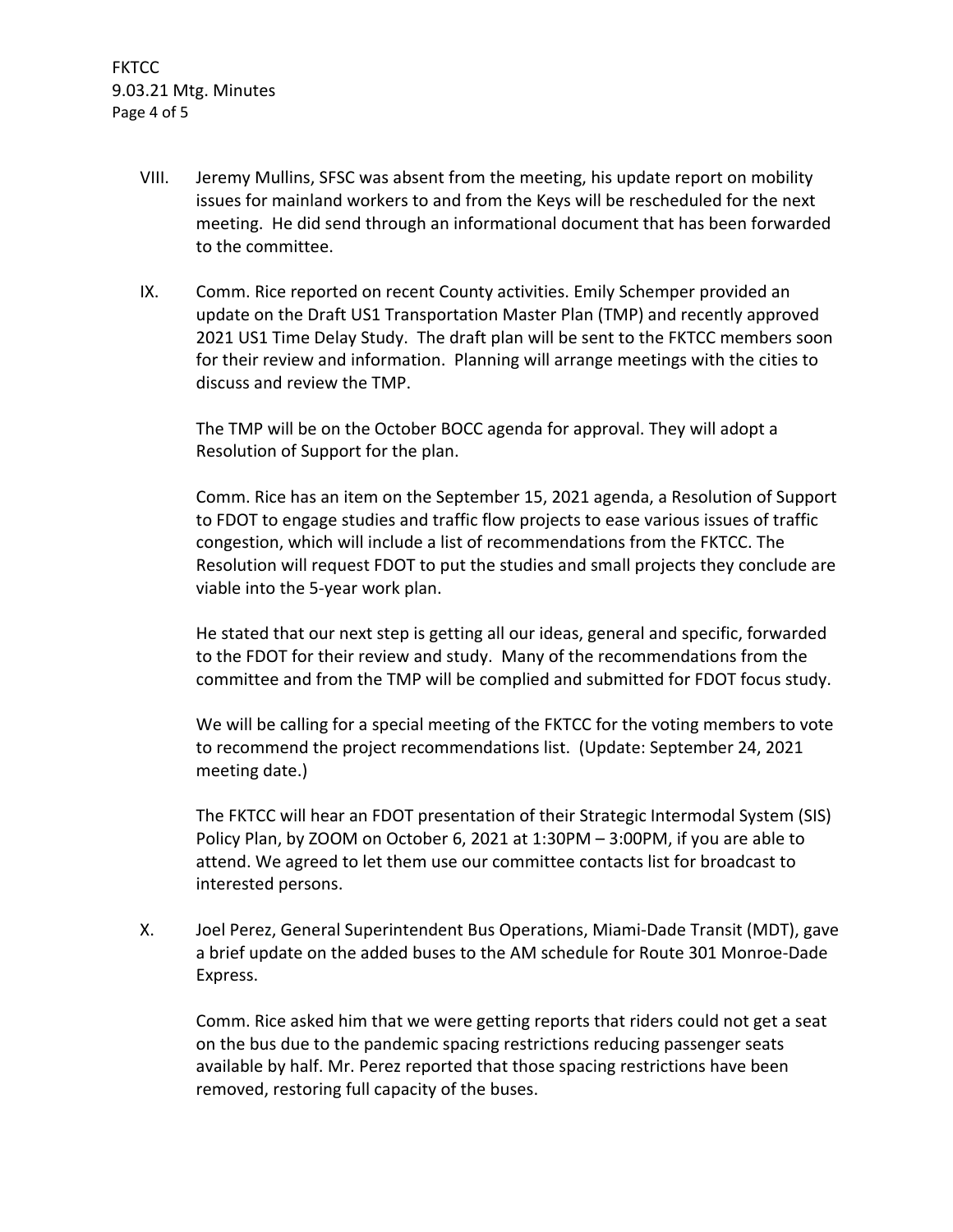VIII. Jeremy Mullins, SFSC was absent from the meeting, his update report on mobility issues for mainland workers to and from the Keys will be rescheduled for the next meeting. He did send through an informational document that has been forwarded to the committee.

IX. Comm. Rice reported on recent County activities. Emily Schemper provided an update on the Draft US1 Transportation Master Plan (TMP) and recently approved 2021 US1 Time Delay Study. The draft plan will be sent to the FKTCC members soon for their review and information. Planning will arrange meetings with the cities to discuss and review the TMP.

The TMP will be on the October BOCC agenda for approval. They will adopt a Resolution of Support for the plan.

Comm. Rice has an item on the September 15, 2021 agenda, a Resolution of Support to FDOT to engage studies and traffic flow projects to ease various issues of traffic congestion, which will include a list of recommendations from the FKTCC. The Resolution will request FDOT to put the studies and small projects they conclude are viable into the 5-year work plan.

He stated that our next step is getting all our ideas, general and specific, forwarded to the FDOT for their review and study. Many of the recommendations from the committee and from the TMP will be complied and submitted for FDOT focus study.

We will be calling for a special meeting of the FKTCC for the voting members to vote to recommend the project recommendations list. (Update: September 24, 2021 meeting date.)

The FKTCC will hear an FDOT presentation of their Strategic Intermodal System (SIS) Policy Plan, by ZOOM on October 6, 2021 at 1:30PM – 3:00PM, if you are able to attend. We agreed to let them use our committee contacts list for broadcast to interested persons.

X. Joel Perez, General Superintendent Bus Operations, Miami-Dade Transit (MDT), gave a brief update on the added buses to the AM schedule for Route 301 Monroe-Dade Express.

Comm. Rice asked him that we were getting reports that riders could not get a seat on the bus due to the pandemic spacing restrictions reducing passenger seats available by half. Mr. Perez reported that those spacing restrictions have been removed, restoring full capacity of the buses.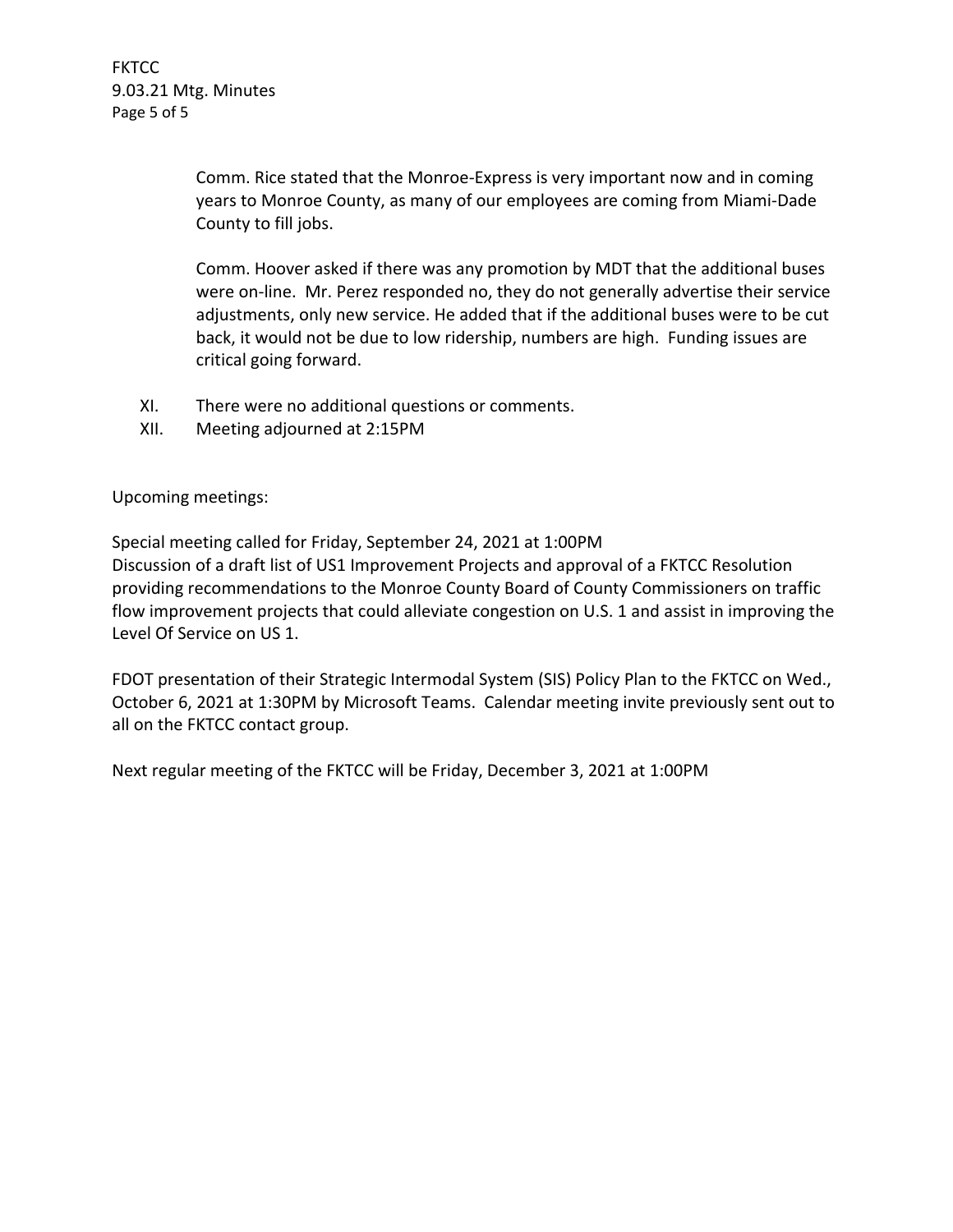Comm. Rice stated that the Monroe-Express is very important now and in coming years to Monroe County, as many of our employees are coming from Miami-Dade County to fill jobs.

Comm. Hoover asked if there was any promotion by MDT that the additional buses were on-line. Mr. Perez responded no, they do not generally advertise their service adjustments, only new service. He added that if the additional buses were to be cut back, it would not be due to low ridership, numbers are high. Funding issues are critical going forward.

XI. There were no additional questions or comments.

XII. Meeting adjourned at 2:15PM

Upcoming meetings:

Special meeting called for Friday, September 24, 2021 at 1:00PM
Discussion of a draft list of US1 Improvement Projects and approval of a FKTCC Resolution providing recommendations to the Monroe County Board of County Commissioners on traffic flow improvement projects that could alleviate congestion on U.S. 1 and assist in improving the Level Of Service on US 1.

FDOT presentation of their Strategic Intermodal System (SIS) Policy Plan to the FKTCC on Wed., October 6, 2021 at 1:30PM by Microsoft Teams. Calendar meeting invite previously sent out to all on the FKTCC contact group.

Next regular meeting of the FKTCC will be Friday, December 3, 2021 at 1:00PM